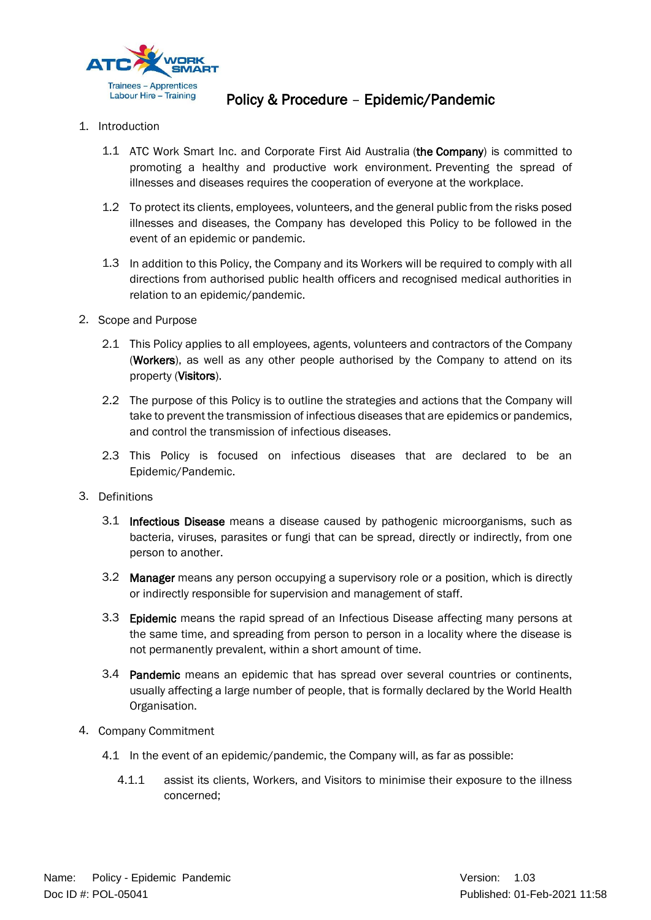# Policy & Procedure – Epidemic/Pandemic

1. Introduction

    1.1 ATC Work Smart Inc. and Corporate First Aid Australia (**the Company**) is committed to promoting a healthy and productive work environment. Preventing the spread of illnesses and diseases requires the cooperation of everyone at the workplace.

    1.2 To protect its clients, employees, volunteers, and the general public from the risks posed illnesses and diseases, the Company has developed this Policy to be followed in the event of an epidemic or pandemic.

    1.3 In addition to this Policy, the Company and its Workers will be required to comply with all directions from authorised public health officers and recognised medical authorities in relation to an epidemic/pandemic.

2. Scope and Purpose

    2.1 This Policy applies to all employees, agents, volunteers and contractors of the Company (**Workers**), as well as any other people authorised by the Company to attend on its property (**Visitors**).

    2.2 The purpose of this Policy is to outline the strategies and actions that the Company will take to prevent the transmission of infectious diseases that are epidemics or pandemics, and control the transmission of infectious diseases.

    2.3 This Policy is focused on infectious diseases that are declared to be an Epidemic/Pandemic.

3. Definitions

    3.1 **Infectious Disease** means a disease caused by pathogenic microorganisms, such as bacteria, viruses, parasites or fungi that can be spread, directly or indirectly, from one person to another.

    3.2 **Manager** means any person occupying a supervisory role or a position, which is directly or indirectly responsible for supervision and management of staff.

    3.3 **Epidemic** means the rapid spread of an Infectious Disease affecting many persons at the same time, and spreading from person to person in a locality where the disease is not permanently prevalent, within a short amount of time.

    3.4 **Pandemic** means an epidemic that has spread over several countries or continents, usually affecting a large number of people, that is formally declared by the World Health Organisation.

4. Company Commitment

    4.1 In the event of an epidemic/pandemic, the Company will, as far as possible:

        4.1.1 assist its clients, Workers, and Visitors to minimise their exposure to the illness concerned;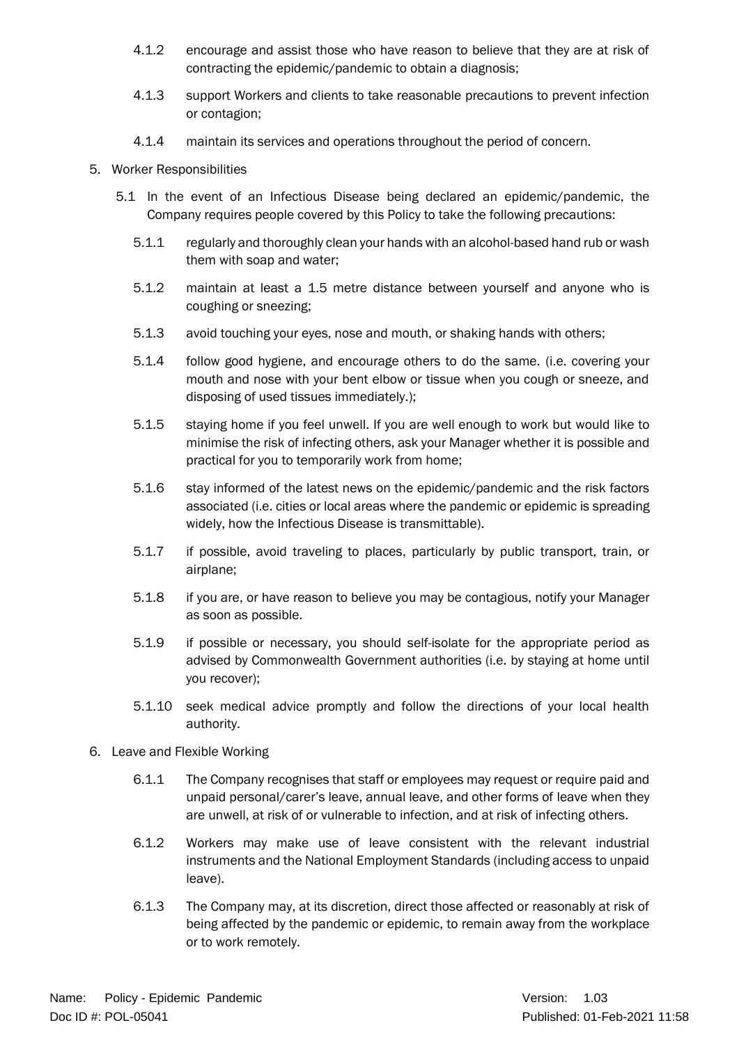4.1.2 encourage and assist those who have reason to believe that they are at risk of contracting the epidemic/pandemic to obtain a diagnosis;

4.1.3 support Workers and clients to take reasonable precautions to prevent infection or contagion;

4.1.4 maintain its services and operations throughout the period of concern.

5. Worker Responsibilities

5.1 In the event of an Infectious Disease being declared an epidemic/pandemic, the Company requires people covered by this Policy to take the following precautions:

5.1.1 regularly and thoroughly clean your hands with an alcohol-based hand rub or wash them with soap and water;

5.1.2 maintain at least a 1.5 metre distance between yourself and anyone who is coughing or sneezing;

5.1.3 avoid touching your eyes, nose and mouth, or shaking hands with others;

5.1.4 follow good hygiene, and encourage others to do the same. (i.e. covering your mouth and nose with your bent elbow or tissue when you cough or sneeze, and disposing of used tissues immediately.);

5.1.5 staying home if you feel unwell. If you are well enough to work but would like to minimise the risk of infecting others, ask your Manager whether it is possible and practical for you to temporarily work from home;

5.1.6 stay informed of the latest news on the epidemic/pandemic and the risk factors associated (i.e. cities or local areas where the pandemic or epidemic is spreading widely, how the Infectious Disease is transmittable).

5.1.7 if possible, avoid traveling to places, particularly by public transport, train, or airplane;

5.1.8 if you are, or have reason to believe you may be contagious, notify your Manager as soon as possible.

5.1.9 if possible or necessary, you should self-isolate for the appropriate period as advised by Commonwealth Government authorities (i.e. by staying at home until you recover);

5.1.10 seek medical advice promptly and follow the directions of your local health authority.

6. Leave and Flexible Working

6.1.1 The Company recognises that staff or employees may request or require paid and unpaid personal/carer's leave, annual leave, and other forms of leave when they are unwell, at risk of or vulnerable to infection, and at risk of infecting others.

6.1.2 Workers may make use of leave consistent with the relevant industrial instruments and the National Employment Standards (including access to unpaid leave).

6.1.3 The Company may, at its discretion, direct those affected or reasonably at risk of being affected by the pandemic or epidemic, to remain away from the workplace or to work remotely.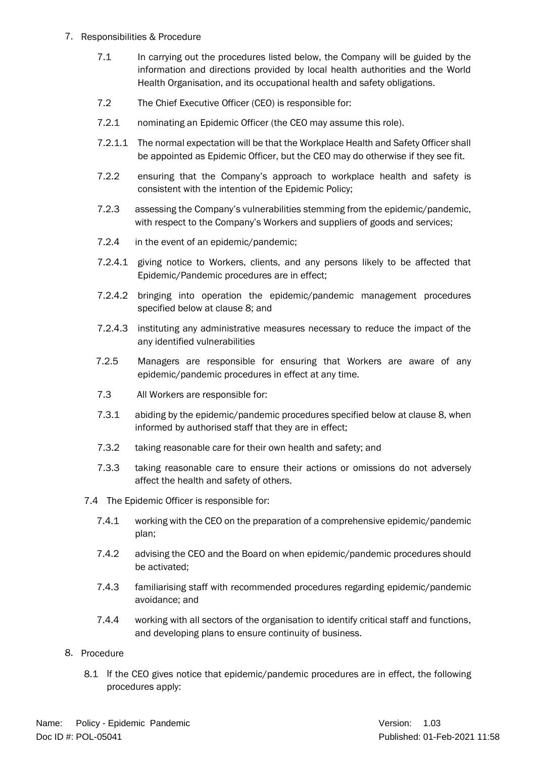7. Responsibilities & Procedure

   7.1 In carrying out the procedures listed below, the Company will be guided by the information and directions provided by local health authorities and the World Health Organisation, and its occupational health and safety obligations.

   7.2 The Chief Executive Officer (CEO) is responsible for:

   7.2.1 nominating an Epidemic Officer (the CEO may assume this role).

   7.2.1.1 The normal expectation will be that the Workplace Health and Safety Officer shall be appointed as Epidemic Officer, but the CEO may do otherwise if they see fit.

   7.2.2 ensuring that the Company's approach to workplace health and safety is consistent with the intention of the Epidemic Policy;

   7.2.3 assessing the Company's vulnerabilities stemming from the epidemic/pandemic, with respect to the Company's Workers and suppliers of goods and services;

   7.2.4 in the event of an epidemic/pandemic;

   7.2.4.1 giving notice to Workers, clients, and any persons likely to be affected that Epidemic/Pandemic procedures are in effect;

   7.2.4.2 bringing into operation the epidemic/pandemic management procedures specified below at clause 8; and

   7.2.4.3 instituting any administrative measures necessary to reduce the impact of the any identified vulnerabilities

   7.2.5 Managers are responsible for ensuring that Workers are aware of any epidemic/pandemic procedures in effect at any time.

   7.3 All Workers are responsible for:

   7.3.1 abiding by the epidemic/pandemic procedures specified below at clause 8, when informed by authorised staff that they are in effect;

   7.3.2 taking reasonable care for their own health and safety; and

   7.3.3 taking reasonable care to ensure their actions or omissions do not adversely affect the health and safety of others.

   7.4 The Epidemic Officer is responsible for:

   7.4.1 working with the CEO on the preparation of a comprehensive epidemic/pandemic plan;

   7.4.2 advising the CEO and the Board on when epidemic/pandemic procedures should be activated;

   7.4.3 familiarising staff with recommended procedures regarding epidemic/pandemic avoidance; and

   7.4.4 working with all sectors of the organisation to identify critical staff and functions, and developing plans to ensure continuity of business.

8. Procedure

   8.1 If the CEO gives notice that epidemic/pandemic procedures are in effect, the following procedures apply: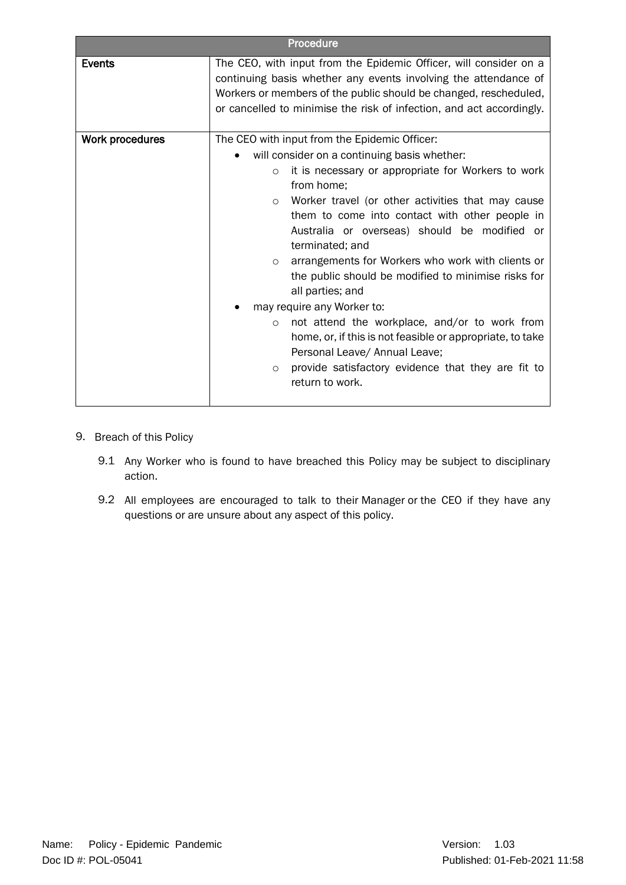| Procedure | |
|---|---|
| **Events** | The CEO, with input from the Epidemic Officer, will consider on a continuing basis whether any events involving the attendance of Workers or members of the public should be changed, rescheduled, or cancelled to minimise the risk of infection, and act accordingly. |
| **Work procedures** | The CEO with input from the Epidemic Officer:<br>• will consider on a continuing basis whether:<br>  ○ it is necessary or appropriate for Workers to work from home;<br>  ○ Worker travel (or other activities that may cause them to come into contact with other people in Australia or overseas) should be modified or terminated; and<br>  ○ arrangements for Workers who work with clients or the public should be modified to minimise risks for all parties; and<br>• may require any Worker to:<br>  ○ not attend the workplace, and/or to work from home, or, if this is not feasible or appropriate, to take Personal Leave/ Annual Leave;<br>  ○ provide satisfactory evidence that they are fit to return to work. |

9. Breach of this Policy

    9.1 Any Worker who is found to have breached this Policy may be subject to disciplinary action.

    9.2 All employees are encouraged to talk to their Manager or the CEO if they have any questions or are unsure about any aspect of this policy.